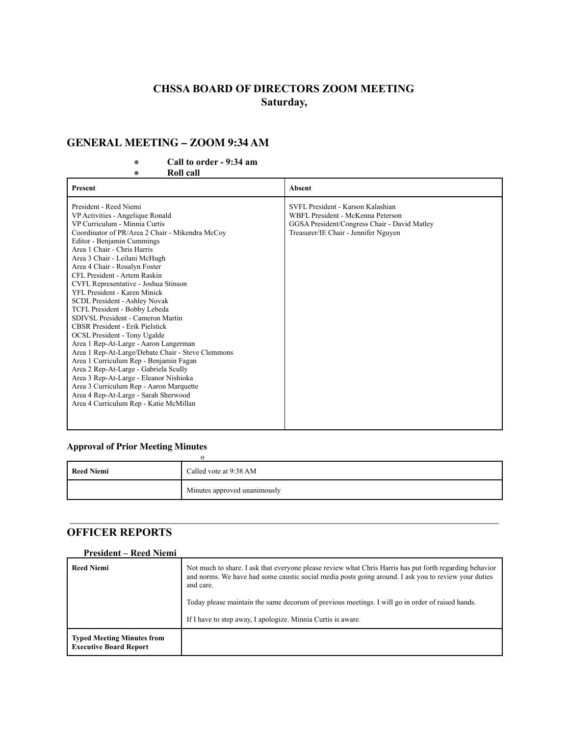# CHSSA BOARD OF DIRECTORS ZOOM MEETING
# Saturday,

## GENERAL MEETING – ZOOM 9:34 AM

- **Call to order - 9:34 am**
- **Roll call**

| Present | Absent |
|---|---|
| President - Reed Niemi<br>VP Activities - Angelique Ronald<br>VP Curriculum - Minnia Curtis<br>Coordinator of PR/Area 2 Chair - Mikendra McCoy<br>Editor - Benjamin Cummings<br>Area 1 Chair - Chris Harris<br>Area 3 Chair - Leilani McHugh<br>Area 4 Chair - Rosalyn Foster<br>CFL President - Artem Raskin<br>CVFL Representative - Joshua Stinson<br>YFL President - Karen Minick<br>SCDL President - Ashley Novak<br>TCFL President - Bobby Lebeda<br>SDIVSL President - Cameron Martin<br>CBSR President - Erik Pielstick<br>OCSL President - Tony Ugalde<br>Area 1 Rep-At-Large - Aaron Langerman<br>Area 1 Rep-At-Large/Debate Chair - Steve Clemmons<br>Area 1 Curriculum Rep - Benjamin Fagan<br>Area 2 Rep-At-Large - Gabriela Scully<br>Area 3 Rep-At-Large - Eleanor Nishioka<br>Area 3 Curriculum Rep - Aaron Marquette<br>Area 4 Rep-At-Large - Sarah Sherwood<br>Area 4 Curriculum Rep - Katie McMillan | SVFL President - Karson Kalashian<br>WBFL President - McKenna Peterson<br>GGSA President/Congress Chair - David Matley<br>Treasurer/IE Chair - Jennifer Nguyen |

### Approval of Prior Meeting Minutes

o

| | |
|---|---|
| **Reed Niemi** | Called vote at 9:38 AM |
| | Minutes approved unanimously |

---

## OFFICER REPORTS

### President – Reed Niemi

| | |
|---|---|
| **Reed Niemi** | Not much to share. I ask that everyone please review what Chris Harris has put forth regarding behavior and norms. We have had some caustic social media posts going around. I ask you to review your duties and care.<br><br>Today please maintain the same decorum of previous meetings. I will go in order of raised hands.<br><br>If I have to step away, I apologize. Minnia Curtis is aware. |
| **Typed Meeting Minutes from Executive Board Report** | |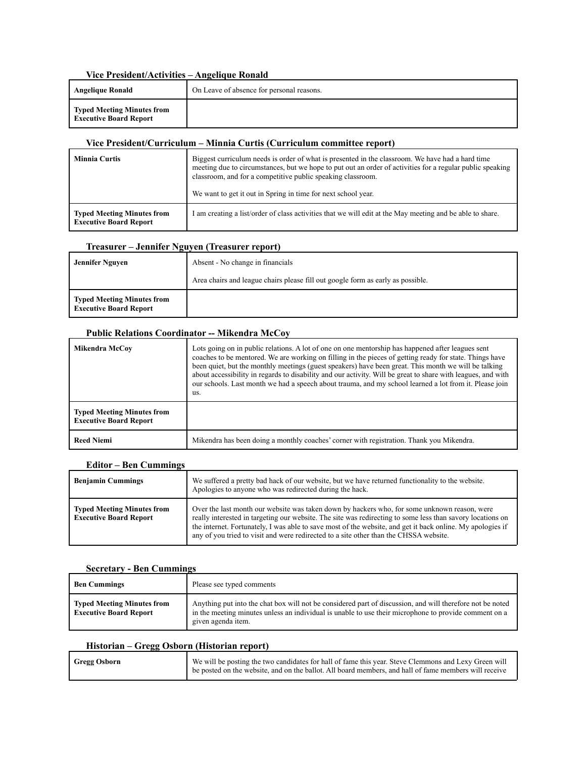### Vice President/Activities – Angelique Ronald

| Angelique Ronald | On Leave of absence for personal reasons. |
|---|---|
| **Typed Meeting Minutes from Executive Board Report** | |

### Vice President/Curriculum – Minnia Curtis (Curriculum committee report)

| Minnia Curtis | Biggest curriculum needs is order of what is presented in the classroom. We have had a hard time meeting due to circumstances, but we hope to put out an order of activities for a regular public speaking classroom, and for a competitive public speaking classroom.<br><br>We want to get it out in Spring in time for next school year. |
|---|---|
| **Typed Meeting Minutes from Executive Board Report** | I am creating a list/order of class activities that we will edit at the May meeting and be able to share. |

### Treasurer – Jennifer Nguyen (Treasurer report)

| Jennifer Nguyen | Absent - No change in financials<br><br>Area chairs and league chairs please fill out google form as early as possible. |
|---|---|
| **Typed Meeting Minutes from Executive Board Report** | |

### Public Relations Coordinator -- Mikendra McCoy

| Mikendra McCoy | Lots going on in public relations. A lot of one on one mentorship has happened after leagues sent coaches to be mentored. We are working on filling in the pieces of getting ready for state. Things have been quiet, but the monthly meetings (guest speakers) have been great. This month we will be talking about accessibility in regards to disability and our activity. Will be great to share with leagues, and with our schools. Last month we had a speech about trauma, and my school learned a lot from it. Please join us. |
|---|---|
| **Typed Meeting Minutes from Executive Board Report** | |
| **Reed Niemi** | Mikendra has been doing a monthly coaches' corner with registration. Thank you Mikendra. |

### Editor – Ben Cummings

| Benjamin Cummings | We suffered a pretty bad hack of our website, but we have returned functionality to the website. Apologies to anyone who was redirected during the hack. |
|---|---|
| **Typed Meeting Minutes from Executive Board Report** | Over the last month our website was taken down by hackers who, for some unknown reason, were really interested in targeting our website. The site was redirecting to some less than savory locations on the internet. Fortunately, I was able to save most of the website, and get it back online. My apologies if any of you tried to visit and were redirected to a site other than the CHSSA website. |

### Secretary - Ben Cummings

| Ben Cummings | Please see typed comments |
|---|---|
| **Typed Meeting Minutes from Executive Board Report** | Anything put into the chat box will not be considered part of discussion, and will therefore not be noted in the meeting minutes unless an individual is unable to use their microphone to provide comment on a given agenda item. |

### Historian – Gregg Osborn (Historian report)

| Gregg Osborn | We will be posting the two candidates for hall of fame this year. Steve Clemmons and Lexy Green will be posted on the website, and on the ballot. All board members, and hall of fame members will receive |
|---|---|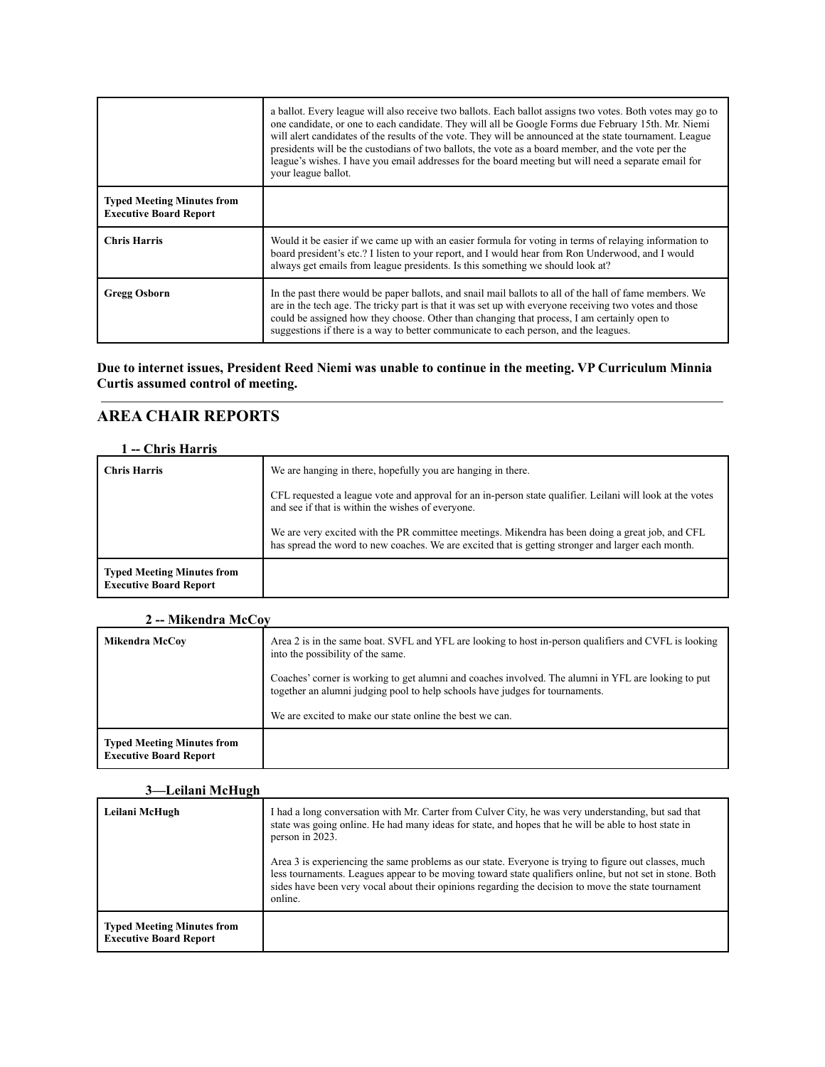| | |
|---|---|
| | a ballot. Every league will also receive two ballots. Each ballot assigns two votes. Both votes may go to one candidate, or one to each candidate. They will all be Google Forms due February 15th. Mr. Niemi will alert candidates of the results of the vote. They will be announced at the state tournament. League presidents will be the custodians of two ballots, the vote as a board member, and the vote per the league's wishes. I have you email addresses for the board meeting but will need a separate email for your league ballot. |
| **Typed Meeting Minutes from Executive Board Report** | |
| **Chris Harris** | Would it be easier if we came up with an easier formula for voting in terms of relaying information to board president's etc.? I listen to your report, and I would hear from Ron Underwood, and I would always get emails from league presidents. Is this something we should look at? |
| **Gregg Osborn** | In the past there would be paper ballots, and snail mail ballots to all of the hall of fame members. We are in the tech age. The tricky part is that it was set up with everyone receiving two votes and those could be assigned how they choose. Other than changing that process, I am certainly open to suggestions if there is a way to better communicate to each person, and the leagues. |

**Due to internet issues, President Reed Niemi was unable to continue in the meeting. VP Curriculum Minnia Curtis assumed control of meeting.**

---

## AREA CHAIR REPORTS

### 1 -- Chris Harris

| | |
|---|---|
| **Chris Harris** | We are hanging in there, hopefully you are hanging in there.<br><br>CFL requested a league vote and approval for an in-person state qualifier. Leilani will look at the votes and see if that is within the wishes of everyone.<br><br>We are very excited with the PR committee meetings. Mikendra has been doing a great job, and CFL has spread the word to new coaches. We are excited that is getting stronger and larger each month. |
| **Typed Meeting Minutes from Executive Board Report** | |

### 2 -- Mikendra McCoy

| | |
|---|---|
| **Mikendra McCoy** | Area 2 is in the same boat. SVFL and YFL are looking to host in-person qualifiers and CVFL is looking into the possibility of the same.<br><br>Coaches' corner is working to get alumni and coaches involved. The alumni in YFL are looking to put together an alumni judging pool to help schools have judges for tournaments.<br><br>We are excited to make our state online the best we can. |
| **Typed Meeting Minutes from Executive Board Report** | |

### 3—Leilani McHugh

| | |
|---|---|
| **Leilani McHugh** | I had a long conversation with Mr. Carter from Culver City, he was very understanding, but sad that state was going online. He had many ideas for state, and hopes that he will be able to host state in person in 2023.<br><br>Area 3 is experiencing the same problems as our state. Everyone is trying to figure out classes, much less tournaments. Leagues appear to be moving toward state qualifiers online, but not set in stone. Both sides have been very vocal about their opinions regarding the decision to move the state tournament online. |
| **Typed Meeting Minutes from Executive Board Report** | |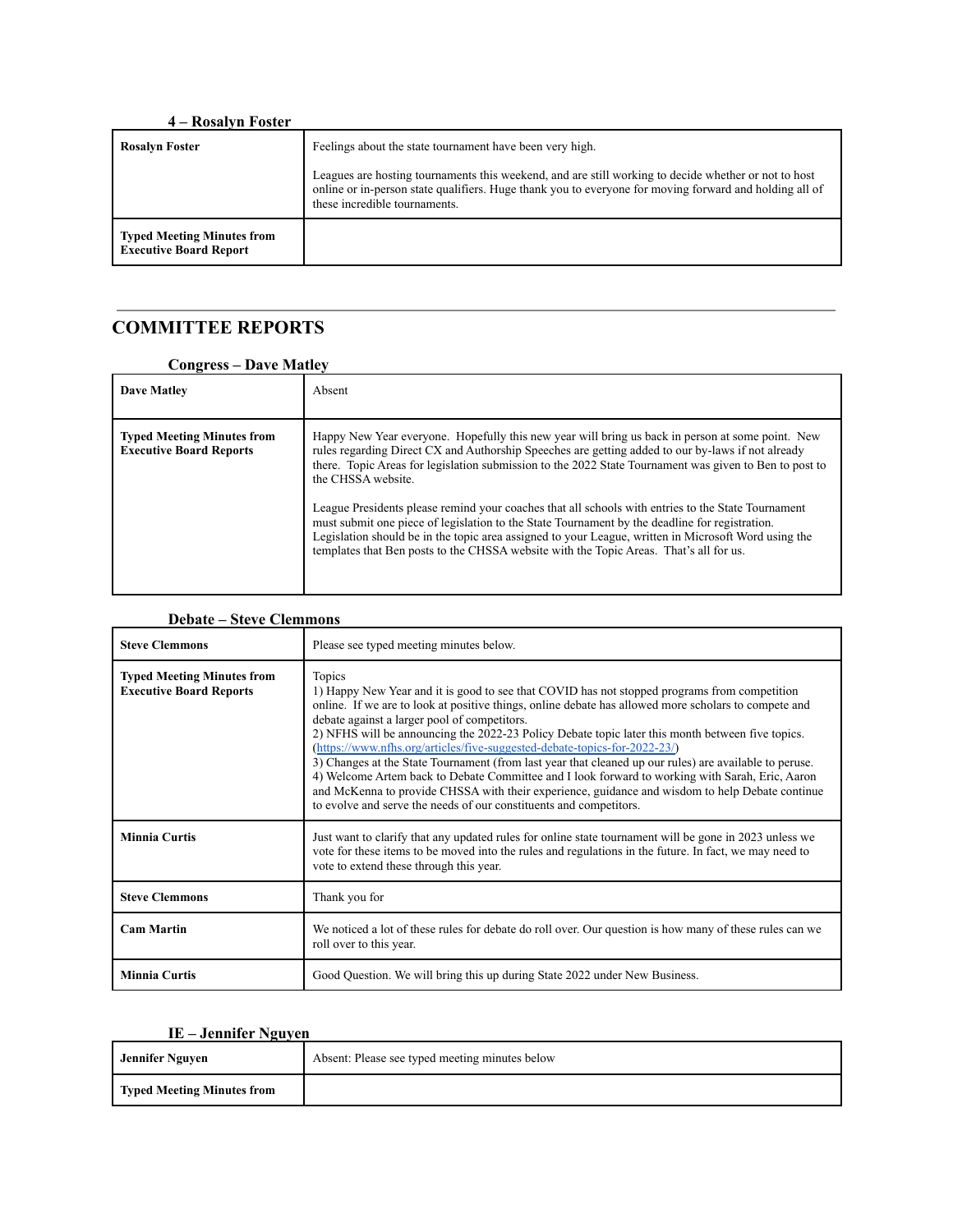### 4 – Rosalyn Foster

| | |
|---|---|
| **Rosalyn Foster** | Feelings about the state tournament have been very high.<br><br>Leagues are hosting tournaments this weekend, and are still working to decide whether or not to host online or in-person state qualifiers. Huge thank you to everyone for moving forward and holding all of these incredible tournaments. |
| **Typed Meeting Minutes from Executive Board Report** | |

---

## COMMITTEE REPORTS

### Congress – Dave Matley

| | |
|---|---|
| **Dave Matley** | Absent |
| **Typed Meeting Minutes from Executive Board Reports** | Happy New Year everyone. Hopefully this new year will bring us back in person at some point. New rules regarding Direct CX and Authorship Speeches are getting added to our by-laws if not already there. Topic Areas for legislation submission to the 2022 State Tournament was given to Ben to post to the CHSSA website.<br><br>League Presidents please remind your coaches that all schools with entries to the State Tournament must submit one piece of legislation to the State Tournament by the deadline for registration. Legislation should be in the topic area assigned to your League, written in Microsoft Word using the templates that Ben posts to the CHSSA website with the Topic Areas. That's all for us. |

### Debate – Steve Clemmons

| | |
|---|---|
| **Steve Clemmons** | Please see typed meeting minutes below. |
| **Typed Meeting Minutes from Executive Board Reports** | Topics<br>1) Happy New Year and it is good to see that COVID has not stopped programs from competition online. If we are to look at positive things, online debate has allowed more scholars to compete and debate against a larger pool of competitors.<br>2) NFHS will be announcing the 2022-23 Policy Debate topic later this month between five topics. (https://www.nfhs.org/articles/five-suggested-debate-topics-for-2022-23/)<br>3) Changes at the State Tournament (from last year that cleaned up our rules) are available to peruse.<br>4) Welcome Artem back to Debate Committee and I look forward to working with Sarah, Eric, Aaron and McKenna to provide CHSSA with their experience, guidance and wisdom to help Debate continue to evolve and serve the needs of our constituents and competitors. |
| **Minnia Curtis** | Just want to clarify that any updated rules for online state tournament will be gone in 2023 unless we vote for these items to be moved into the rules and regulations in the future. In fact, we may need to vote to extend these through this year. |
| **Steve Clemmons** | Thank you for |
| **Cam Martin** | We noticed a lot of these rules for debate do roll over. Our question is how many of these rules can we roll over to this year. |
| **Minnia Curtis** | Good Question. We will bring this up during State 2022 under New Business. |

### IE – Jennifer Nguyen

| | |
|---|---|
| **Jennifer Nguyen** | Absent: Please see typed meeting minutes below |
| **Typed Meeting Minutes from** | |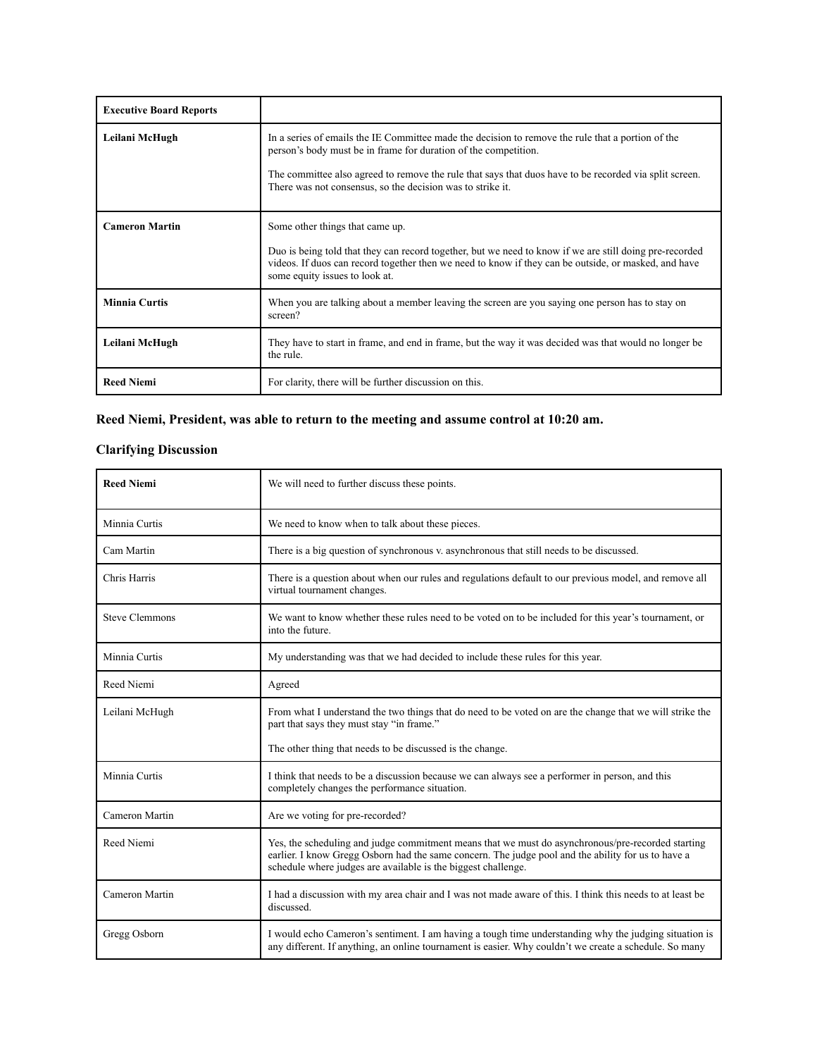| **Executive Board Reports** | |
|---|---|
| **Leilani McHugh** | In a series of emails the IE Committee made the decision to remove the rule that a portion of the person's body must be in frame for duration of the competition.<br><br>The committee also agreed to remove the rule that says that duos have to be recorded via split screen. There was not consensus, so the decision was to strike it. |
| **Cameron Martin** | Some other things that came up.<br><br>Duo is being told that they can record together, but we need to know if we are still doing pre-recorded videos. If duos can record together then we need to know if they can be outside, or masked, and have some equity issues to look at. |
| **Minnia Curtis** | When you are talking about a member leaving the screen are you saying one person has to stay on screen? |
| **Leilani McHugh** | They have to start in frame, and end in frame, but the way it was decided was that would no longer be the rule. |
| **Reed Niemi** | For clarity, there will be further discussion on this. |

**Reed Niemi, President, was able to return to the meeting and assume control at 10:20 am.**

## Clarifying Discussion

| **Reed Niemi** | We will need to further discuss these points. |
|---|---|
| Minnia Curtis | We need to know when to talk about these pieces. |
| Cam Martin | There is a big question of synchronous v. asynchronous that still needs to be discussed. |
| Chris Harris | There is a question about when our rules and regulations default to our previous model, and remove all virtual tournament changes. |
| Steve Clemmons | We want to know whether these rules need to be voted on to be included for this year's tournament, or into the future. |
| Minnia Curtis | My understanding was that we had decided to include these rules for this year. |
| Reed Niemi | Agreed |
| Leilani McHugh | From what I understand the two things that do need to be voted on are the change that we will strike the part that says they must stay "in frame."<br><br>The other thing that needs to be discussed is the change. |
| Minnia Curtis | I think that needs to be a discussion because we can always see a performer in person, and this completely changes the performance situation. |
| Cameron Martin | Are we voting for pre-recorded? |
| Reed Niemi | Yes, the scheduling and judge commitment means that we must do asynchronous/pre-recorded starting earlier. I know Gregg Osborn had the same concern. The judge pool and the ability for us to have a schedule where judges are available is the biggest challenge. |
| Cameron Martin | I had a discussion with my area chair and I was not made aware of this. I think this needs to at least be discussed. |
| Gregg Osborn | I would echo Cameron's sentiment. I am having a tough time understanding why the judging situation is any different. If anything, an online tournament is easier. Why couldn't we create a schedule. So many |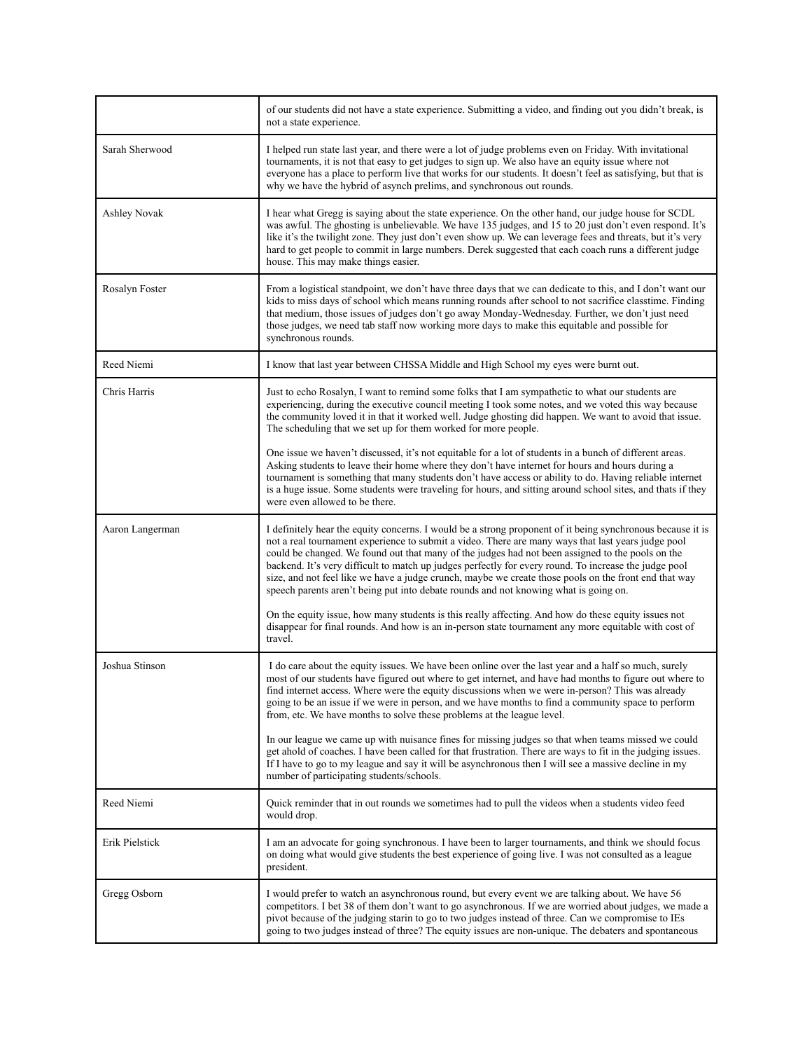| | |
|---|---|
| | of our students did not have a state experience. Submitting a video, and finding out you didn't break, is not a state experience. |
| Sarah Sherwood | I helped run state last year, and there were a lot of judge problems even on Friday. With invitational tournaments, it is not that easy to get judges to sign up. We also have an equity issue where not everyone has a place to perform live that works for our students. It doesn't feel as satisfying, but that is why we have the hybrid of asynch prelims, and synchronous out rounds. |
| Ashley Novak | I hear what Gregg is saying about the state experience. On the other hand, our judge house for SCDL was awful. The ghosting is unbelievable. We have 135 judges, and 15 to 20 just don't even respond. It's like it's the twilight zone. They just don't even show up. We can leverage fees and threats, but it's very hard to get people to commit in large numbers. Derek suggested that each coach runs a different judge house. This may make things easier. |
| Rosalyn Foster | From a logistical standpoint, we don't have three days that we can dedicate to this, and I don't want our kids to miss days of school which means running rounds after school to not sacrifice classtime. Finding that medium, those issues of judges don't go away Monday-Wednesday. Further, we don't just need those judges, we need tab staff now working more days to make this equitable and possible for synchronous rounds. |
| Reed Niemi | I know that last year between CHSSA Middle and High School my eyes were burnt out. |
| Chris Harris | Just to echo Rosalyn, I want to remind some folks that I am sympathetic to what our students are experiencing, during the executive council meeting I took some notes, and we voted this way because the community loved it in that it worked well. Judge ghosting did happen. We want to avoid that issue. The scheduling that we set up for them worked for more people.<br><br>One issue we haven't discussed, it's not equitable for a lot of students in a bunch of different areas. Asking students to leave their home where they don't have internet for hours and hours during a tournament is something that many students don't have access or ability to do. Having reliable internet is a huge issue. Some students were traveling for hours, and sitting around school sites, and thats if they were even allowed to be there. |
| Aaron Langerman | I definitely hear the equity concerns. I would be a strong proponent of it being synchronous because it is not a real tournament experience to submit a video. There are many ways that last years judge pool could be changed. We found out that many of the judges had not been assigned to the pools on the backend. It's very difficult to match up judges perfectly for every round. To increase the judge pool size, and not feel like we have a judge crunch, maybe we create those pools on the front end that way speech parents aren't being put into debate rounds and not knowing what is going on.<br><br>On the equity issue, how many students is this really affecting. And how do these equity issues not disappear for final rounds. And how is an in-person state tournament any more equitable with cost of travel. |
| Joshua Stinson | I do care about the equity issues. We have been online over the last year and a half so much, surely most of our students have figured out where to get internet, and have had months to figure out where to find internet access. Where were the equity discussions when we were in-person? This was already going to be an issue if we were in person, and we have months to find a community space to perform from, etc. We have months to solve these problems at the league level.<br><br>In our league we came up with nuisance fines for missing judges so that when teams missed we could get ahold of coaches. I have been called for that frustration. There are ways to fit in the judging issues. If I have to go to my league and say it will be asynchronous then I will see a massive decline in my number of participating students/schools. |
| Reed Niemi | Quick reminder that in out rounds we sometimes had to pull the videos when a students video feed would drop. |
| Erik Pielstick | I am an advocate for going synchronous. I have been to larger tournaments, and think we should focus on doing what would give students the best experience of going live. I was not consulted as a league president. |
| Gregg Osborn | I would prefer to watch an asynchronous round, but every event we are talking about. We have 56 competitors. I bet 38 of them don't want to go asynchronous. If we are worried about judges, we made a pivot because of the judging starin to go to two judges instead of three. Can we compromise to IEs going to two judges instead of three? The equity issues are non-unique. The debaters and spontaneous |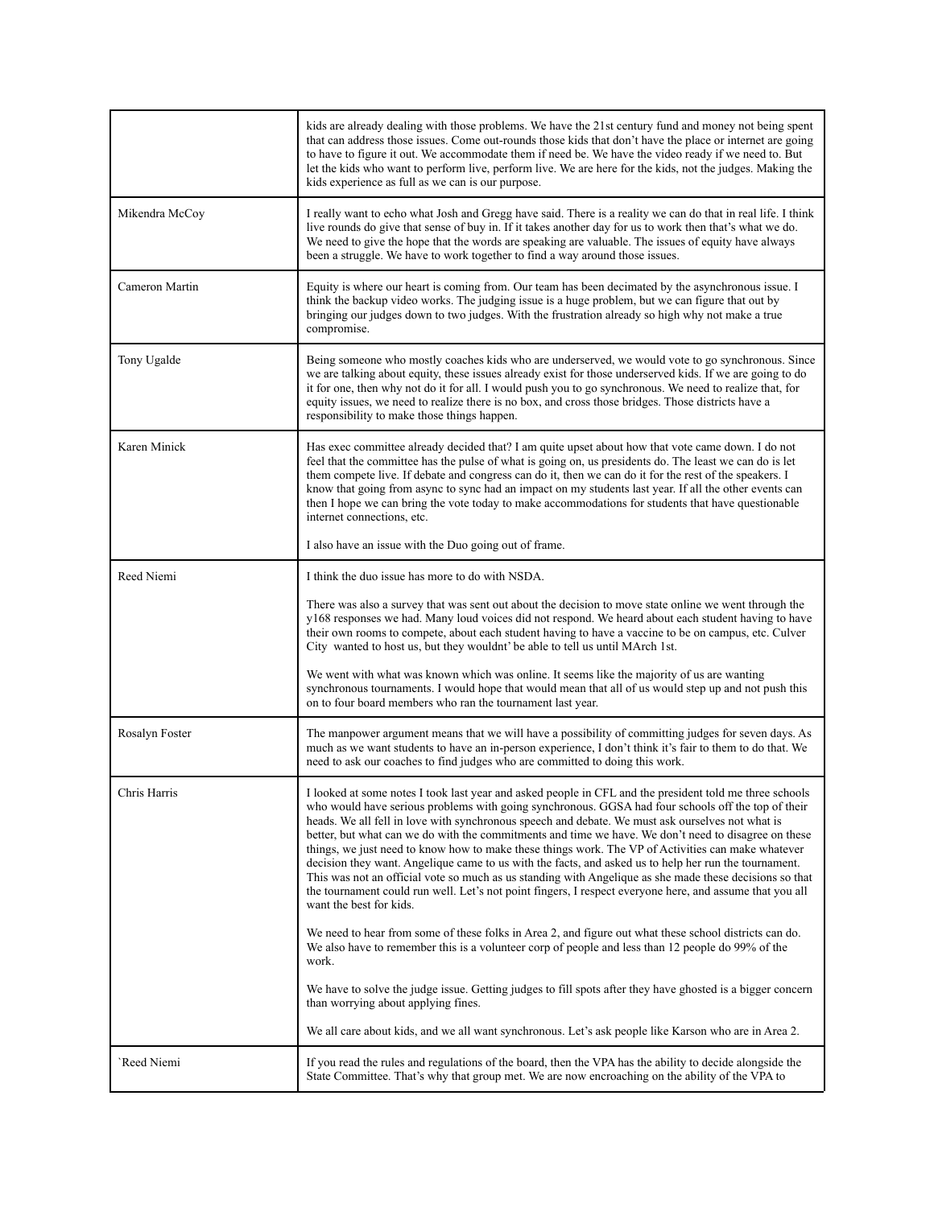| | |
|---|---|
| | kids are already dealing with those problems. We have the 21st century fund and money not being spent that can address those issues. Come out-rounds those kids that don't have the place or internet are going to have to figure it out. We accommodate them if need be. We have the video ready if we need to. But let the kids who want to perform live, perform live. We are here for the kids, not the judges. Making the kids experience as full as we can is our purpose. |
| Mikendra McCoy | I really want to echo what Josh and Gregg have said. There is a reality we can do that in real life. I think live rounds do give that sense of buy in. If it takes another day for us to work then that's what we do. We need to give the hope that the words are speaking are valuable. The issues of equity have always been a struggle. We have to work together to find a way around those issues. |
| Cameron Martin | Equity is where our heart is coming from. Our team has been decimated by the asynchronous issue. I think the backup video works. The judging issue is a huge problem, but we can figure that out by bringing our judges down to two judges. With the frustration already so high why not make a true compromise. |
| Tony Ugalde | Being someone who mostly coaches kids who are underserved, we would vote to go synchronous. Since we are talking about equity, these issues already exist for those underserved kids. If we are going to do it for one, then why not do it for all. I would push you to go synchronous. We need to realize that, for equity issues, we need to realize there is no box, and cross those bridges. Those districts have a responsibility to make those things happen. |
| Karen Minick | Has exec committee already decided that? I am quite upset about how that vote came down. I do not feel that the committee has the pulse of what is going on, us presidents do. The least we can do is let them compete live. If debate and congress can do it, then we can do it for the rest of the speakers. I know that going from async to sync had an impact on my students last year. If all the other events can then I hope we can bring the vote today to make accommodations for students that have questionable internet connections, etc.<br><br>I also have an issue with the Duo going out of frame. |
| Reed Niemi | I think the duo issue has more to do with NSDA.<br><br>There was also a survey that was sent out about the decision to move state online we went through the y168 responses we had. Many loud voices did not respond. We heard about each student having to have their own rooms to compete, about each student having to have a vaccine to be on campus, etc. Culver City wanted to host us, but they wouldnt' be able to tell us until MArch 1st.<br><br>We went with what was known which was online. It seems like the majority of us are wanting synchronous tournaments. I would hope that would mean that all of us would step up and not push this on to four board members who ran the tournament last year. |
| Rosalyn Foster | The manpower argument means that we will have a possibility of committing judges for seven days. As much as we want students to have an in-person experience, I don't think it's fair to them to do that. We need to ask our coaches to find judges who are committed to doing this work. |
| Chris Harris | I looked at some notes I took last year and asked people in CFL and the president told me three schools who would have serious problems with going synchronous. GGSA had four schools off the top of their heads. We all fell in love with synchronous speech and debate. We must ask ourselves not what is better, but what can we do with the commitments and time we have. We don't need to disagree on these things, we just need to know how to make these things work. The VP of Activities can make whatever decision they want. Angelique came to us with the facts, and asked us to help her run the tournament. This was not an official vote so much as us standing with Angelique as she made these decisions so that the tournament could run well. Let's not point fingers, I respect everyone here, and assume that you all want the best for kids.<br><br>We need to hear from some of these folks in Area 2, and figure out what these school districts can do. We also have to remember this is a volunteer corp of people and less than 12 people do 99% of the work.<br><br>We have to solve the judge issue. Getting judges to fill spots after they have ghosted is a bigger concern than worrying about applying fines.<br><br>We all care about kids, and we all want synchronous. Let's ask people like Karson who are in Area 2. |
| `Reed Niemi | If you read the rules and regulations of the board, then the VPA has the ability to decide alongside the State Committee. That's why that group met. We are now encroaching on the ability of the VPA to |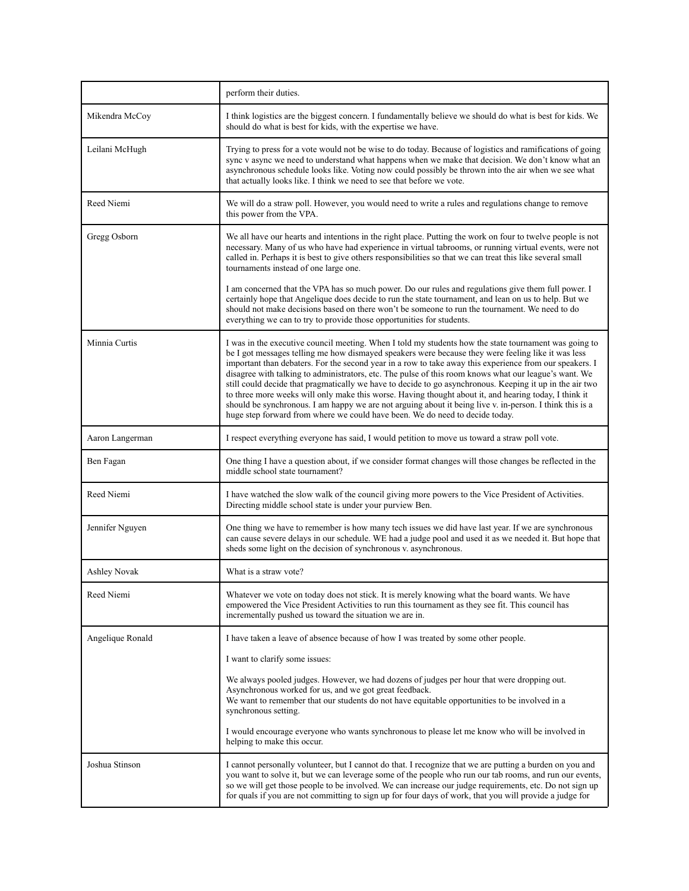| | |
|---|---|
| | perform their duties. |
| Mikendra McCoy | I think logistics are the biggest concern. I fundamentally believe we should do what is best for kids. We should do what is best for kids, with the expertise we have. |
| Leilani McHugh | Trying to press for a vote would not be wise to do today. Because of logistics and ramifications of going sync v async we need to understand what happens when we make that decision. We don't know what an asynchronous schedule looks like. Voting now could possibly be thrown into the air when we see what that actually looks like. I think we need to see that before we vote. |
| Reed Niemi | We will do a straw poll. However, you would need to write a rules and regulations change to remove this power from the VPA. |
| Gregg Osborn | We all have our hearts and intentions in the right place. Putting the work on four to twelve people is not necessary. Many of us who have had experience in virtual tabrooms, or running virtual events, were not called in. Perhaps it is best to give others responsibilities so that we can treat this like several small tournaments instead of one large one.<br><br>I am concerned that the VPA has so much power. Do our rules and regulations give them full power. I certainly hope that Angelique does decide to run the state tournament, and lean on us to help. But we should not make decisions based on there won't be someone to run the tournament. We need to do everything we can to try to provide those opportunities for students. |
| Minnia Curtis | I was in the executive council meeting. When I told my students how the state tournament was going to be I got messages telling me how dismayed speakers were because they were feeling like it was less important than debaters. For the second year in a row to take away this experience from our speakers. I disagree with talking to administrators, etc. The pulse of this room knows what our league's want. We still could decide that pragmatically we have to decide to go asynchronous. Keeping it up in the air two to three more weeks will only make this worse. Having thought about it, and hearing today, I think it should be synchronous. I am happy we are not arguing about it being live v. in-person. I think this is a huge step forward from where we could have been. We do need to decide today. |
| Aaron Langerman | I respect everything everyone has said, I would petition to move us toward a straw poll vote. |
| Ben Fagan | One thing I have a question about, if we consider format changes will those changes be reflected in the middle school state tournament? |
| Reed Niemi | I have watched the slow walk of the council giving more powers to the Vice President of Activities. Directing middle school state is under your purview Ben. |
| Jennifer Nguyen | One thing we have to remember is how many tech issues we did have last year. If we are synchronous can cause severe delays in our schedule. WE had a judge pool and used it as we needed it. But hope that sheds some light on the decision of synchronous v. asynchronous. |
| Ashley Novak | What is a straw vote? |
| Reed Niemi | Whatever we vote on today does not stick. It is merely knowing what the board wants. We have empowered the Vice President Activities to run this tournament as they see fit. This council has incrementally pushed us toward the situation we are in. |
| Angelique Ronald | I have taken a leave of absence because of how I was treated by some other people.<br><br>I want to clarify some issues:<br><br>We always pooled judges. However, we had dozens of judges per hour that were dropping out. Asynchronous worked for us, and we got great feedback.<br>We want to remember that our students do not have equitable opportunities to be involved in a synchronous setting.<br><br>I would encourage everyone who wants synchronous to please let me know who will be involved in helping to make this occur. |
| Joshua Stinson | I cannot personally volunteer, but I cannot do that. I recognize that we are putting a burden on you and you want to solve it, but we can leverage some of the people who run our tab rooms, and run our events, so we will get those people to be involved. We can increase our judge requirements, etc. Do not sign up for quals if you are not committing to sign up for four days of work, that you will provide a judge for |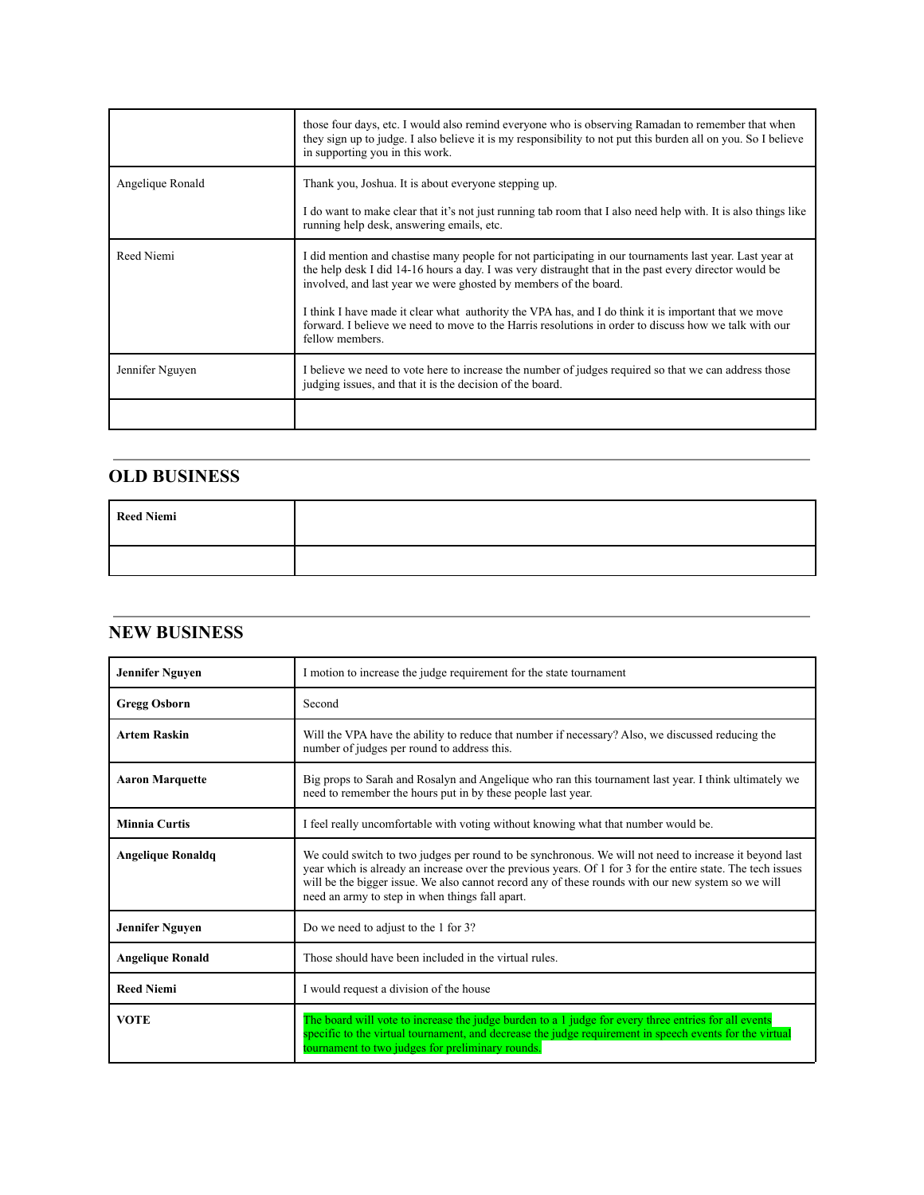| | |
|---|---|
| | those four days, etc. I would also remind everyone who is observing Ramadan to remember that when they sign up to judge. I also believe it is my responsibility to not put this burden all on you. So I believe in supporting you in this work. |
| Angelique Ronald | Thank you, Joshua. It is about everyone stepping up.<br><br>I do want to make clear that it's not just running tab room that I also need help with. It is also things like running help desk, answering emails, etc. |
| Reed Niemi | I did mention and chastise many people for not participating in our tournaments last year. Last year at the help desk I did 14-16 hours a day. I was very distraught that in the past every director would be involved, and last year we were ghosted by members of the board.<br><br>I think I have made it clear what authority the VPA has, and I do think it is important that we move forward. I believe we need to move to the Harris resolutions in order to discuss how we talk with our fellow members. |
| Jennifer Nguyen | I believe we need to vote here to increase the number of judges required so that we can address those judging issues, and that it is the decision of the board. |
| | |

## OLD BUSINESS

| | |
|---|---|
| **Reed Niemi** | |
| | |

## NEW BUSINESS

| | |
|---|---|
| **Jennifer Nguyen** | I motion to increase the judge requirement for the state tournament |
| **Gregg Osborn** | Second |
| **Artem Raskin** | Will the VPA have the ability to reduce that number if necessary? Also, we discussed reducing the number of judges per round to address this. |
| **Aaron Marquette** | Big props to Sarah and Rosalyn and Angelique who ran this tournament last year. I think ultimately we need to remember the hours put in by these people last year. |
| **Minnia Curtis** | I feel really uncomfortable with voting without knowing what that number would be. |
| **Angelique Ronaldq** | We could switch to two judges per round to be synchronous. We will not need to increase it beyond last year which is already an increase over the previous years. Of 1 for 3 for the entire state. The tech issues will be the bigger issue. We also cannot record any of these rounds with our new system so we will need an army to step in when things fall apart. |
| **Jennifer Nguyen** | Do we need to adjust to the 1 for 3? |
| **Angelique Ronald** | Those should have been included in the virtual rules. |
| **Reed Niemi** | I would request a division of the house |
| **VOTE** | The board will vote to increase the judge burden to a 1 judge for every three entries for all events specific to the virtual tournament, and decrease the judge requirement in speech events for the virtual tournament to two judges for preliminary rounds. |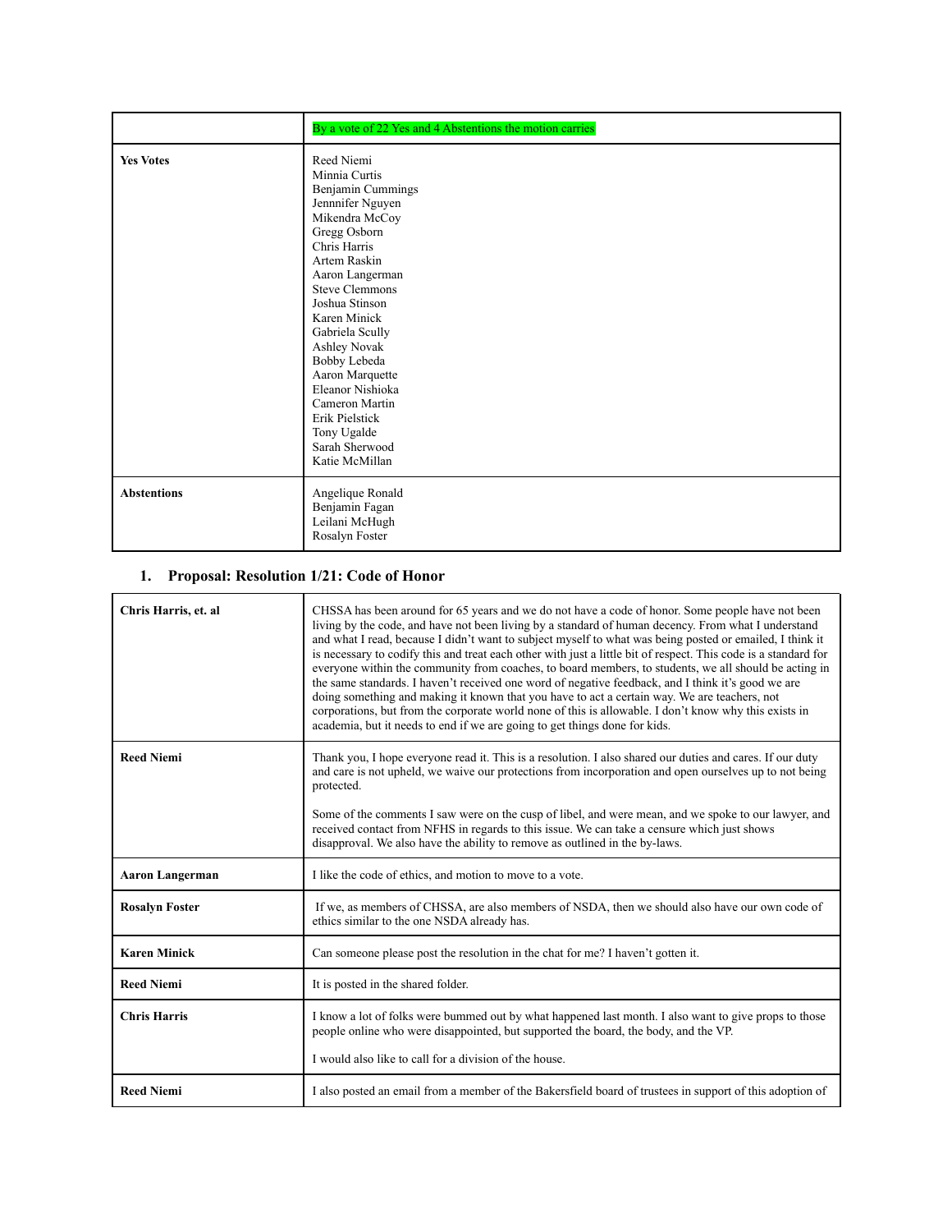| | By a vote of 22 Yes and 4 Abstentions the motion carries |
|---|---|
| **Yes Votes** | Reed Niemi<br>Minnia Curtis<br>Benjamin Cummings<br>Jennnifer Nguyen<br>Mikendra McCoy<br>Gregg Osborn<br>Chris Harris<br>Artem Raskin<br>Aaron Langerman<br>Steve Clemmons<br>Joshua Stinson<br>Karen Minick<br>Gabriela Scully<br>Ashley Novak<br>Bobby Lebeda<br>Aaron Marquette<br>Eleanor Nishioka<br>Cameron Martin<br>Erik Pielstick<br>Tony Ugalde<br>Sarah Sherwood<br>Katie McMillan |
| **Abstentions** | Angelique Ronald<br>Benjamin Fagan<br>Leilani McHugh<br>Rosalyn Foster |

### 1. Proposal: Resolution 1/21: Code of Honor

| | |
|---|---|
| **Chris Harris, et. al** | CHSSA has been around for 65 years and we do not have a code of honor. Some people have not been living by the code, and have not been living by a standard of human decency. From what I understand and what I read, because I didn't want to subject myself to what was being posted or emailed, I think it is necessary to codify this and treat each other with just a little bit of respect. This code is a standard for everyone within the community from coaches, to board members, to students, we all should be acting in the same standards. I haven't received one word of negative feedback, and I think it's good we are doing something and making it known that you have to act a certain way. We are teachers, not corporations, but from the corporate world none of this is allowable. I don't know why this exists in academia, but it needs to end if we are going to get things done for kids. |
| **Reed Niemi** | Thank you, I hope everyone read it. This is a resolution. I also shared our duties and cares. If our duty and care is not upheld, we waive our protections from incorporation and open ourselves up to not being protected.<br><br>Some of the comments I saw were on the cusp of libel, and were mean, and we spoke to our lawyer, and received contact from NFHS in regards to this issue. We can take a censure which just shows disapproval. We also have the ability to remove as outlined in the by-laws. |
| **Aaron Langerman** | I like the code of ethics, and motion to move to a vote. |
| **Rosalyn Foster** | If we, as members of CHSSA, are also members of NSDA, then we should also have our own code of ethics similar to the one NSDA already has. |
| **Karen Minick** | Can someone please post the resolution in the chat for me? I haven't gotten it. |
| **Reed Niemi** | It is posted in the shared folder. |
| **Chris Harris** | I know a lot of folks were bummed out by what happened last month. I also want to give props to those people online who were disappointed, but supported the board, the body, and the VP.<br><br>I would also like to call for a division of the house. |
| **Reed Niemi** | I also posted an email from a member of the Bakersfield board of trustees in support of this adoption of |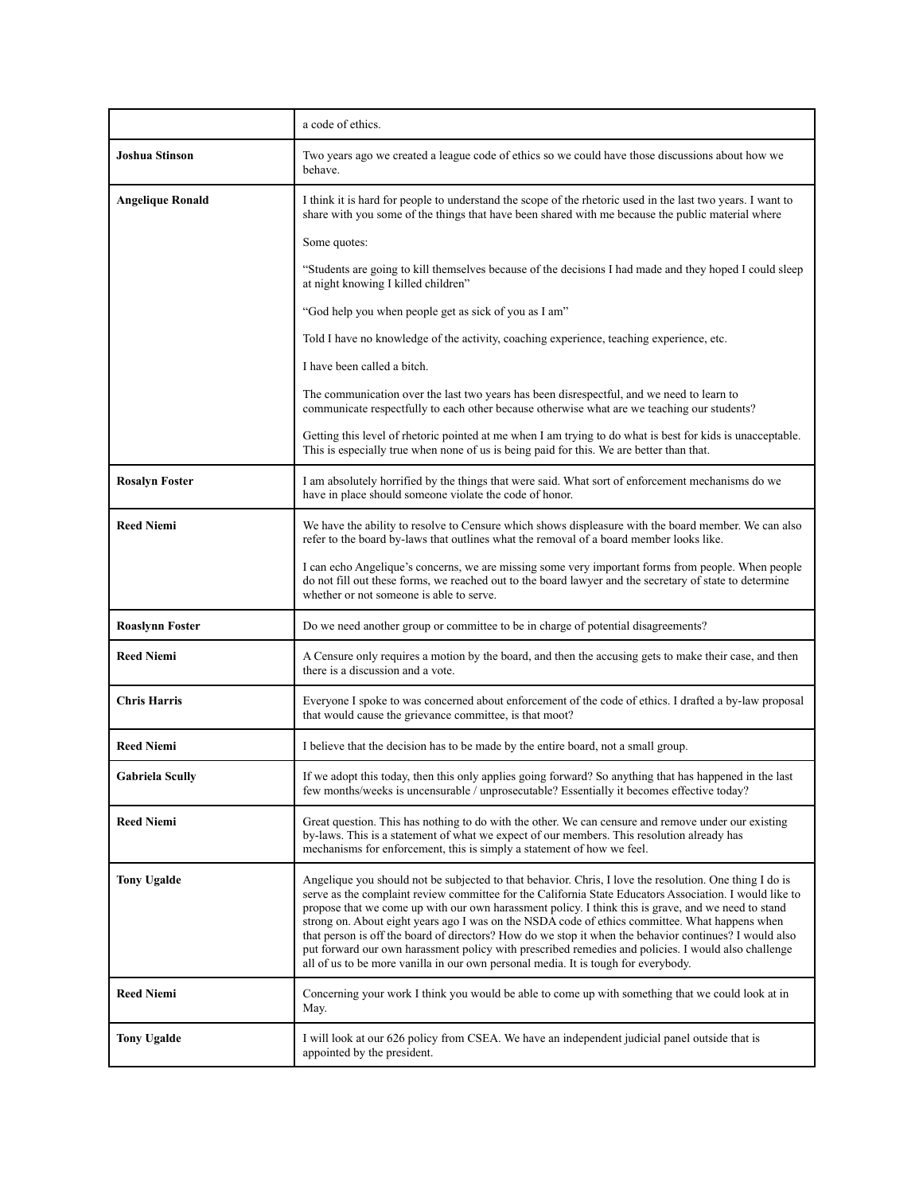| | |
|---|---|
| | a code of ethics. |
| **Joshua Stinson** | Two years ago we created a league code of ethics so we could have those discussions about how we behave. |
| **Angelique Ronald** | I think it is hard for people to understand the scope of the rhetoric used in the last two years. I want to share with you some of the things that have been shared with me because the public material where<br><br>Some quotes:<br><br>“Students are going to kill themselves because of the decisions I had made and they hoped I could sleep at night knowing I killed children”<br><br>“God help you when people get as sick of you as I am”<br><br>Told I have no knowledge of the activity, coaching experience, teaching experience, etc.<br><br>I have been called a bitch.<br><br>The communication over the last two years has been disrespectful, and we need to learn to communicate respectfully to each other because otherwise what are we teaching our students?<br><br>Getting this level of rhetoric pointed at me when I am trying to do what is best for kids is unacceptable. This is especially true when none of us is being paid for this. We are better than that. |
| **Rosalyn Foster** | I am absolutely horrified by the things that were said. What sort of enforcement mechanisms do we have in place should someone violate the code of honor. |
| **Reed Niemi** | We have the ability to resolve to Censure which shows displeasure with the board member. We can also refer to the board by-laws that outlines what the removal of a board member looks like.<br><br>I can echo Angelique’s concerns, we are missing some very important forms from people. When people do not fill out these forms, we reached out to the board lawyer and the secretary of state to determine whether or not someone is able to serve. |
| **Roaslynn Foster** | Do we need another group or committee to be in charge of potential disagreements? |
| **Reed Niemi** | A Censure only requires a motion by the board, and then the accusing gets to make their case, and then there is a discussion and a vote. |
| **Chris Harris** | Everyone I spoke to was concerned about enforcement of the code of ethics. I drafted a by-law proposal that would cause the grievance committee, is that moot? |
| **Reed Niemi** | I believe that the decision has to be made by the entire board, not a small group. |
| **Gabriela Scully** | If we adopt this today, then this only applies going forward? So anything that has happened in the last few months/weeks is uncensurable / unprosecutable? Essentially it becomes effective today? |
| **Reed Niemi** | Great question. This has nothing to do with the other. We can censure and remove under our existing by-laws. This is a statement of what we expect of our members. This resolution already has mechanisms for enforcement, this is simply a statement of how we feel. |
| **Tony Ugalde** | Angelique you should not be subjected to that behavior. Chris, I love the resolution. One thing I do is serve as the complaint review committee for the California State Educators Association. I would like to propose that we come up with our own harassment policy. I think this is grave, and we need to stand strong on. About eight years ago I was on the NSDA code of ethics committee. What happens when that person is off the board of directors? How do we stop it when the behavior continues? I would also put forward our own harassment policy with prescribed remedies and policies. I would also challenge all of us to be more vanilla in our own personal media. It is tough for everybody. |
| **Reed Niemi** | Concerning your work I think you would be able to come up with something that we could look at in May. |
| **Tony Ugalde** | I will look at our 626 policy from CSEA. We have an independent judicial panel outside that is appointed by the president. |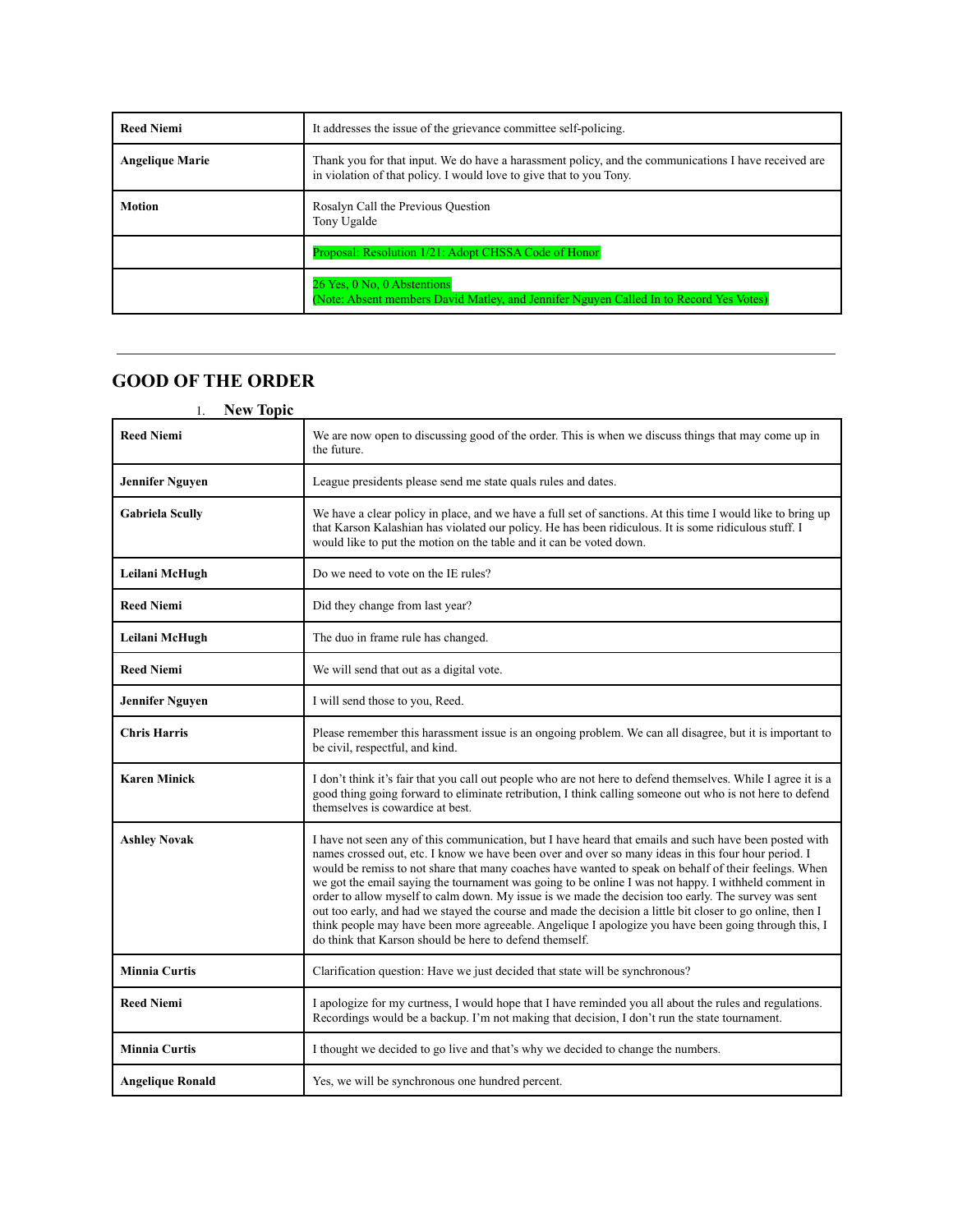| | |
|---|---|
| **Reed Niemi** | It addresses the issue of the grievance committee self-policing. |
| **Angelique Marie** | Thank you for that input. We do have a harassment policy, and the communications I have received are in violation of that policy. I would love to give that to you Tony. |
| **Motion** | Rosalyn Call the Previous Question<br>Tony Ugalde |
| | Proposal: Resolution 1/21: Adopt CHSSA Code of Honor |
| | 26 Yes, 0 No, 0 Abstentions<br>(Note: Absent members David Matley, and Jennifer Nguyen Called In to Record Yes Votes) |

---

## GOOD OF THE ORDER

1. **New Topic**

| | |
|---|---|
| **Reed Niemi** | We are now open to discussing good of the order. This is when we discuss things that may come up in the future. |
| **Jennifer Nguyen** | League presidents please send me state quals rules and dates. |
| **Gabriela Scully** | We have a clear policy in place, and we have a full set of sanctions. At this time I would like to bring up that Karson Kalashian has violated our policy. He has been ridiculous. It is some ridiculous stuff. I would like to put the motion on the table and it can be voted down. |
| **Leilani McHugh** | Do we need to vote on the IE rules? |
| **Reed Niemi** | Did they change from last year? |
| **Leilani McHugh** | The duo in frame rule has changed. |
| **Reed Niemi** | We will send that out as a digital vote. |
| **Jennifer Nguyen** | I will send those to you, Reed. |
| **Chris Harris** | Please remember this harassment issue is an ongoing problem. We can all disagree, but it is important to be civil, respectful, and kind. |
| **Karen Minick** | I don't think it's fair that you call out people who are not here to defend themselves. While I agree it is a good thing going forward to eliminate retribution, I think calling someone out who is not here to defend themselves is cowardice at best. |
| **Ashley Novak** | I have not seen any of this communication, but I have heard that emails and such have been posted with names crossed out, etc. I know we have been over and over so many ideas in this four hour period. I would be remiss to not share that many coaches have wanted to speak on behalf of their feelings. When we got the email saying the tournament was going to be online I was not happy. I withheld comment in order to allow myself to calm down. My issue is we made the decision too early. The survey was sent out too early, and had we stayed the course and made the decision a little bit closer to go online, then I think people may have been more agreeable. Angelique I apologize you have been going through this, I do think that Karson should be here to defend themself. |
| **Minnia Curtis** | Clarification question: Have we just decided that state will be synchronous? |
| **Reed Niemi** | I apologize for my curtness, I would hope that I have reminded you all about the rules and regulations. Recordings would be a backup. I'm not making that decision, I don't run the state tournament. |
| **Minnia Curtis** | I thought we decided to go live and that's why we decided to change the numbers. |
| **Angelique Ronald** | Yes, we will be synchronous one hundred percent. |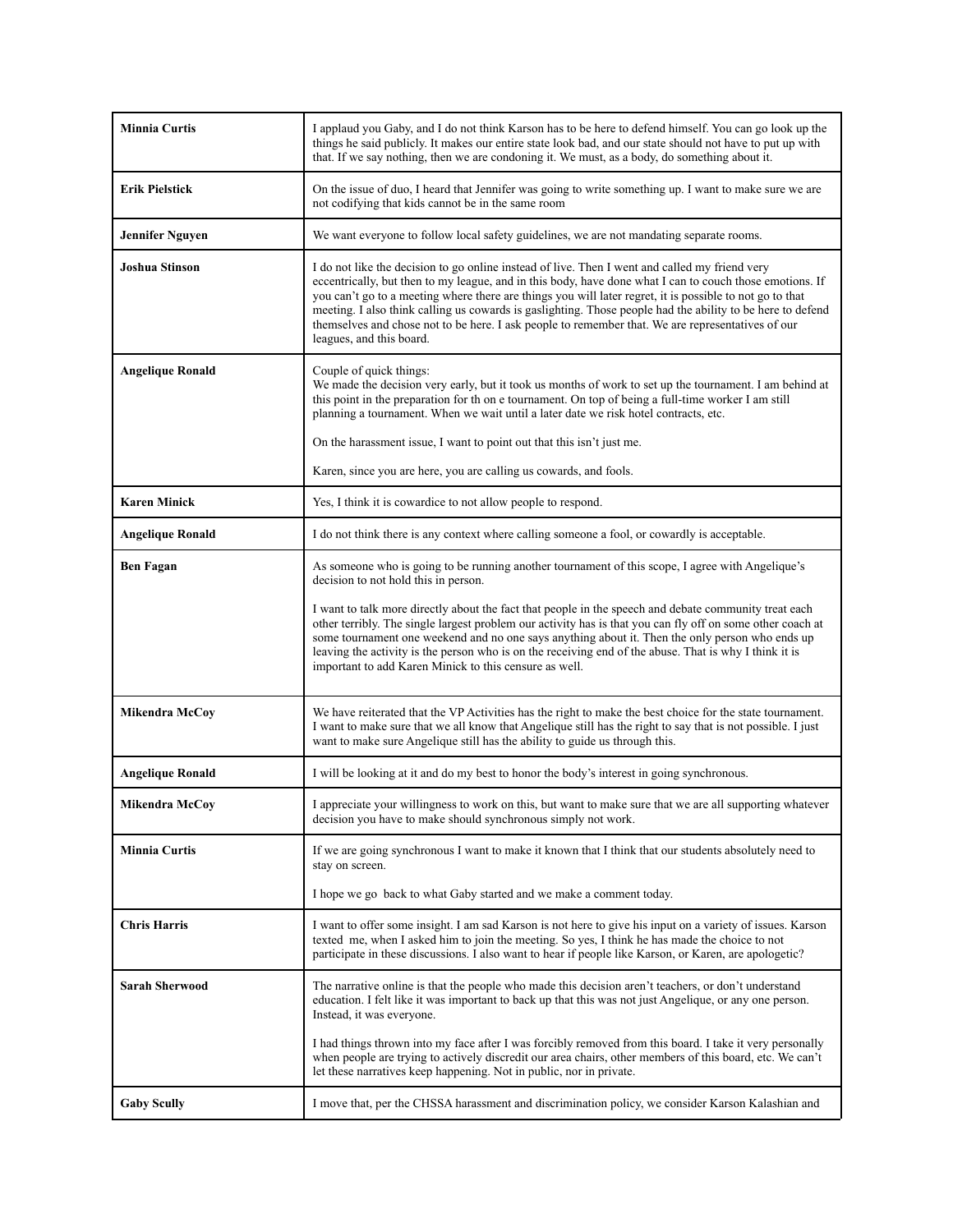| **Minnia Curtis** | I applaud you Gaby, and I do not think Karson has to be here to defend himself. You can go look up the things he said publicly. It makes our entire state look bad, and our state should not have to put up with that. If we say nothing, then we are condoning it. We must, as a body, do something about it. |
|---|---|
| **Erik Pielstick** | On the issue of duo, I heard that Jennifer was going to write something up. I want to make sure we are not codifying that kids cannot be in the same room |
| **Jennifer Nguyen** | We want everyone to follow local safety guidelines, we are not mandating separate rooms. |
| **Joshua Stinson** | I do not like the decision to go online instead of live. Then I went and called my friend very eccentrically, but then to my league, and in this body, have done what I can to couch those emotions. If you can't go to a meeting where there are things you will later regret, it is possible to not go to that meeting. I also think calling us cowards is gaslighting. Those people had the ability to be here to defend themselves and chose not to be here. I ask people to remember that. We are representatives of our leagues, and this board. |
| **Angelique Ronald** | Couple of quick things:<br>We made the decision very early, but it took us months of work to set up the tournament. I am behind at this point in the preparation for th on e tournament. On top of being a full-time worker I am still planning a tournament. When we wait until a later date we risk hotel contracts, etc.<br><br>On the harassment issue, I want to point out that this isn't just me.<br><br>Karen, since you are here, you are calling us cowards, and fools. |
| **Karen Minick** | Yes, I think it is cowardice to not allow people to respond. |
| **Angelique Ronald** | I do not think there is any context where calling someone a fool, or cowardly is acceptable. |
| **Ben Fagan** | As someone who is going to be running another tournament of this scope, I agree with Angelique's decision to not hold this in person.<br><br>I want to talk more directly about the fact that people in the speech and debate community treat each other terribly. The single largest problem our activity has is that you can fly off on some other coach at some tournament one weekend and no one says anything about it. Then the only person who ends up leaving the activity is the person who is on the receiving end of the abuse. That is why I think it is important to add Karen Minick to this censure as well. |
| **Mikendra McCoy** | We have reiterated that the VP Activities has the right to make the best choice for the state tournament. I want to make sure that we all know that Angelique still has the right to say that is not possible. I just want to make sure Angelique still has the ability to guide us through this. |
| **Angelique Ronald** | I will be looking at it and do my best to honor the body's interest in going synchronous. |
| **Mikendra McCoy** | I appreciate your willingness to work on this, but want to make sure that we are all supporting whatever decision you have to make should synchronous simply not work. |
| **Minnia Curtis** | If we are going synchronous I want to make it known that I think that our students absolutely need to stay on screen.<br><br>I hope we go back to what Gaby started and we make a comment today. |
| **Chris Harris** | I want to offer some insight. I am sad Karson is not here to give his input on a variety of issues. Karson texted me, when I asked him to join the meeting. So yes, I think he has made the choice to not participate in these discussions. I also want to hear if people like Karson, or Karen, are apologetic? |
| **Sarah Sherwood** | The narrative online is that the people who made this decision aren't teachers, or don't understand education. I felt like it was important to back up that this was not just Angelique, or any one person. Instead, it was everyone.<br><br>I had things thrown into my face after I was forcibly removed from this board. I take it very personally when people are trying to actively discredit our area chairs, other members of this board, etc. We can't let these narratives keep happening. Not in public, nor in private. |
| **Gaby Scully** | I move that, per the CHSSA harassment and discrimination policy, we consider Karson Kalashian and |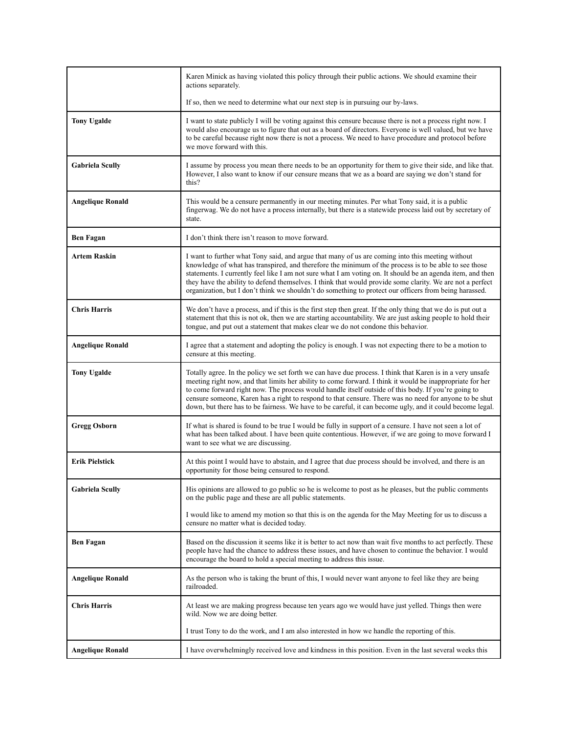| | |
|---|---|
| | Karen Minick as having violated this policy through their public actions. We should examine their actions separately.<br><br>If so, then we need to determine what our next step is in pursuing our by-laws. |
| **Tony Ugalde** | I want to state publicly I will be voting against this censure because there is not a process right now. I would also encourage us to figure that out as a board of directors. Everyone is well valued, but we have to be careful because right now there is not a process. We need to have procedure and protocol before we move forward with this. |
| **Gabriela Scully** | I assume by process you mean there needs to be an opportunity for them to give their side, and like that. However, I also want to know if our censure means that we as a board are saying we don't stand for this? |
| **Angelique Ronald** | This would be a censure permanently in our meeting minutes. Per what Tony said, it is a public fingerwag. We do not have a process internally, but there is a statewide process laid out by secretary of state. |
| **Ben Fagan** | I don't think there isn't reason to move forward. |
| **Artem Raskin** | I want to further what Tony said, and argue that many of us are coming into this meeting without knowledge of what has transpired, and therefore the minimum of the process is to be able to see those statements. I currently feel like I am not sure what I am voting on. It should be an agenda item, and then they have the ability to defend themselves. I think that would provide some clarity. We are not a perfect organization, but I don't think we shouldn't do something to protect our officers from being harassed. |
| **Chris Harris** | We don't have a process, and if this is the first step then great. If the only thing that we do is put out a statement that this is not ok, then we are starting accountability. We are just asking people to hold their tongue, and put out a statement that makes clear we do not condone this behavior. |
| **Angelique Ronald** | I agree that a statement and adopting the policy is enough. I was not expecting there to be a motion to censure at this meeting. |
| **Tony Ugalde** | Totally agree. In the policy we set forth we can have due process. I think that Karen is in a very unsafe meeting right now, and that limits her ability to come forward. I think it would be inappropriate for her to come forward right now. The process would handle itself outside of this body. If you're going to censure someone, Karen has a right to respond to that censure. There was no need for anyone to be shut down, but there has to be fairness. We have to be careful, it can become ugly, and it could become legal. |
| **Gregg Osborn** | If what is shared is found to be true I would be fully in support of a censure. I have not seen a lot of what has been talked about. I have been quite contentious. However, if we are going to move forward I want to see what we are discussing. |
| **Erik Pielstick** | At this point I would have to abstain, and I agree that due process should be involved, and there is an opportunity for those being censured to respond. |
| **Gabriela Scully** | His opinions are allowed to go public so he is welcome to post as he pleases, but the public comments on the public page and these are all public statements.<br><br>I would like to amend my motion so that this is on the agenda for the May Meeting for us to discuss a censure no matter what is decided today. |
| **Ben Fagan** | Based on the discussion it seems like it is better to act now than wait five months to act perfectly. These people have had the chance to address these issues, and have chosen to continue the behavior. I would encourage the board to hold a special meeting to address this issue. |
| **Angelique Ronald** | As the person who is taking the brunt of this, I would never want anyone to feel like they are being railroaded. |
| **Chris Harris** | At least we are making progress because ten years ago we would have just yelled. Things then were wild. Now we are doing better.<br><br>I trust Tony to do the work, and I am also interested in how we handle the reporting of this. |
| **Angelique Ronald** | I have overwhelmingly received love and kindness in this position. Even in the last several weeks this |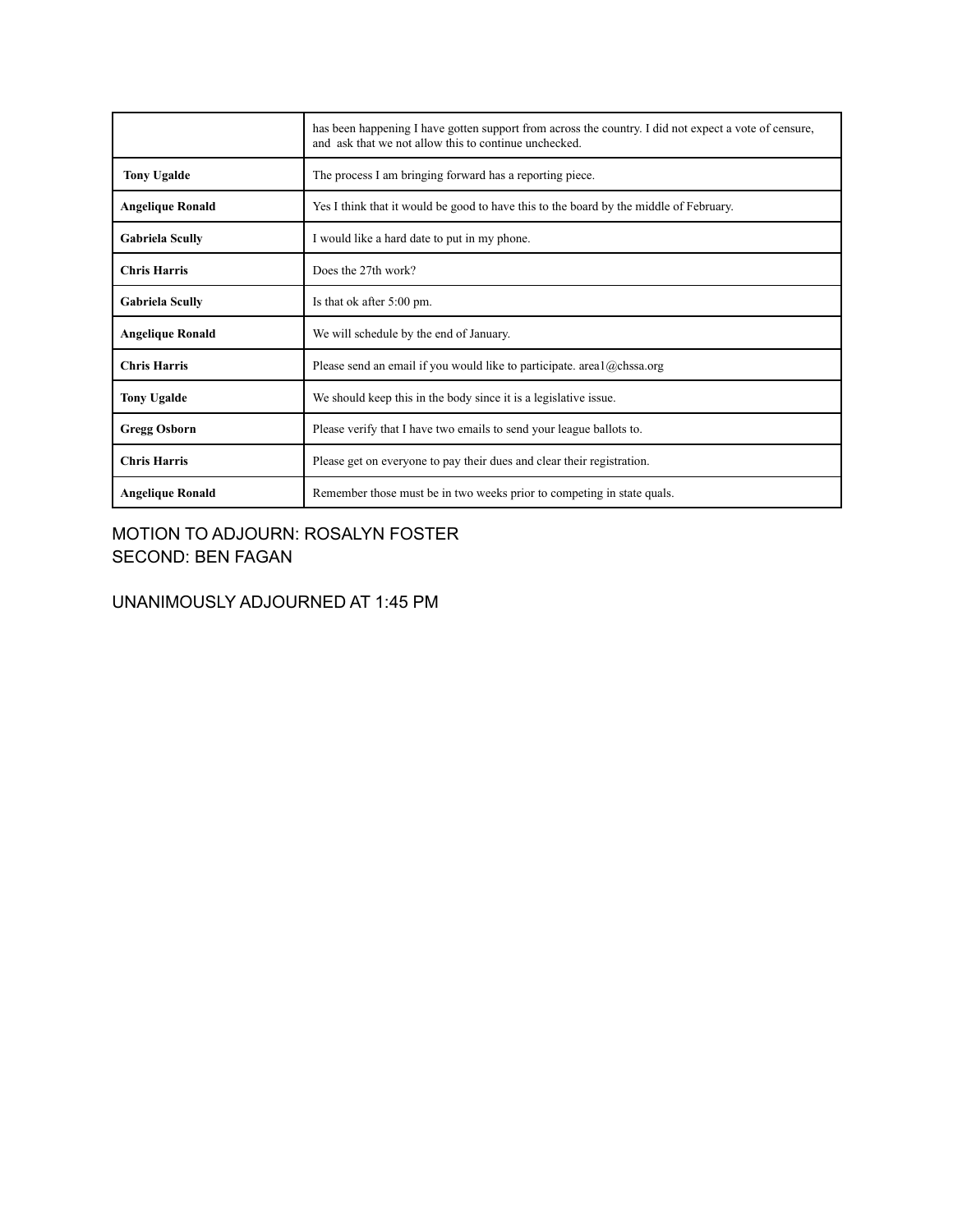| | |
|---|---|
| | has been happening I have gotten support from across the country. I did not expect a vote of censure, and ask that we not allow this to continue unchecked. |
| **Tony Ugalde** | The process I am bringing forward has a reporting piece. |
| **Angelique Ronald** | Yes I think that it would be good to have this to the board by the middle of February. |
| **Gabriela Scully** | I would like a hard date to put in my phone. |
| **Chris Harris** | Does the 27th work? |
| **Gabriela Scully** | Is that ok after 5:00 pm. |
| **Angelique Ronald** | We will schedule by the end of January. |
| **Chris Harris** | Please send an email if you would like to participate. area1@chssa.org |
| **Tony Ugalde** | We should keep this in the body since it is a legislative issue. |
| **Gregg Osborn** | Please verify that I have two emails to send your league ballots to. |
| **Chris Harris** | Please get on everyone to pay their dues and clear their registration. |
| **Angelique Ronald** | Remember those must be in two weeks prior to competing in state quals. |

MOTION TO ADJOURN: ROSALYN FOSTER
SECOND: BEN FAGAN

UNANIMOUSLY ADJOURNED AT 1:45 PM